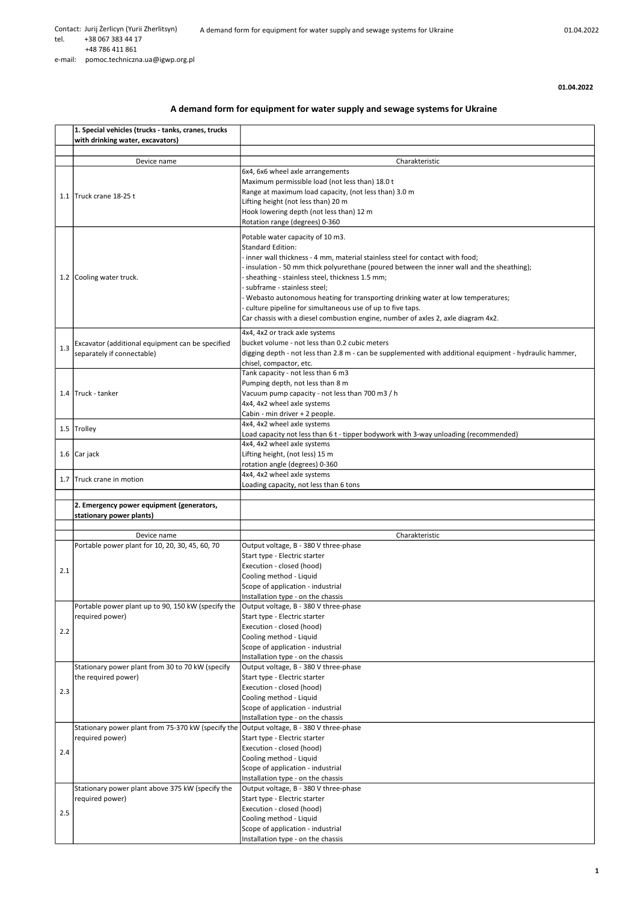Contact: Jurij Żerlicyn (Yurii Zherlitsyn)
tel. +38 067 383 44 17
+48 786 411 861
e-mail: pomoc.techniczna.ua@igwp.org.pl

**01.04.2022**

## A demand form for equipment for water supply and sewage systems for Ukraine

| | **1. Special vehicles (trucks - tanks, cranes, trucks with drinking water, excavators)** | |
|---|---|---|
| | | |
| | Device name | Charakteristic |
| 1.1 | Truck crane 18-25 t | 6x4, 6x6 wheel axle arrangements<br>Maximum permissible load (not less than) 18.0 t<br>Range at maximum load capacity, (not less than) 3.0 m<br>Lifting height (not less than) 20 m<br>Hook lowering depth (not less than) 12 m<br>Rotation range (degrees) 0-360 |
| 1.2 | Cooling water truck. | Potable water capacity of 10 m3.<br>Standard Edition:<br>- inner wall thickness - 4 mm, material stainless steel for contact with food;<br>- insulation - 50 mm thick polyurethane (poured between the inner wall and the sheathing);<br>- sheathing - stainless steel, thickness 1.5 mm;<br>- subframe - stainless steel;<br>- Webasto autonomous heating for transporting drinking water at low temperatures;<br>- culture pipeline for simultaneous use of up to five taps.<br>Car chassis with a diesel combustion engine, number of axles 2, axle diagram 4x2. |
| 1.3 | Excavator (additional equipment can be specified separately if connectable) | 4x4, 4x2 or track axle systems<br>bucket volume - not less than 0.2 cubic meters<br>digging depth - not less than 2.8 m - can be supplemented with additional equipment - hydraulic hammer, chisel, compactor, etc. |
| 1.4 | Truck - tanker | Tank capacity - not less than 6 m3<br>Pumping depth, not less than 8 m<br>Vacuum pump capacity - not less than 700 m3 / h<br>4x4, 4x2 wheel axle systems<br>Cabin - min driver + 2 people. |
| 1.5 | Trolley | 4x4, 4x2 wheel axle systems<br>Load capacity not less than 6 t - tipper bodywork with 3-way unloading (recommended) |
| 1.6 | Car jack | 4x4, 4x2 wheel axle systems<br>Lifting height, (not less) 15 m<br>rotation angle (degrees) 0-360 |
| 1.7 | Truck crane in motion | 4x4, 4x2 wheel axle systems<br>Loading capacity, not less than 6 tons |
| | | |
| | **2. Emergency power equipment (generators, stationary power plants)** | |
| | | |
| | Device name | Charakteristic |
| 2.1 | Portable power plant for 10, 20, 30, 45, 60, 70 | Output voltage, B - 380 V three-phase<br>Start type - Electric starter<br>Execution - closed (hood)<br>Cooling method - Liquid<br>Scope of application - industrial<br>Installation type - on the chassis |
| 2.2 | Portable power plant up to 90, 150 kW (specify the required power) | Output voltage, B - 380 V three-phase<br>Start type - Electric starter<br>Execution - closed (hood)<br>Cooling method - Liquid<br>Scope of application - industrial<br>Installation type - on the chassis |
| 2.3 | Stationary power plant from 30 to 70 kW (specify the required power) | Output voltage, B - 380 V three-phase<br>Start type - Electric starter<br>Execution - closed (hood)<br>Cooling method - Liquid<br>Scope of application - industrial<br>Installation type - on the chassis |
| 2.4 | Stationary power plant from 75-370 kW (specify the required power) | Output voltage, B - 380 V three-phase<br>Start type - Electric starter<br>Execution - closed (hood)<br>Cooling method - Liquid<br>Scope of application - industrial<br>Installation type - on the chassis |
| 2.5 | Stationary power plant above 375 kW (specify the required power) | Output voltage, B - 380 V three-phase<br>Start type - Electric starter<br>Execution - closed (hood)<br>Cooling method - Liquid<br>Scope of application - industrial<br>Installation type - on the chassis |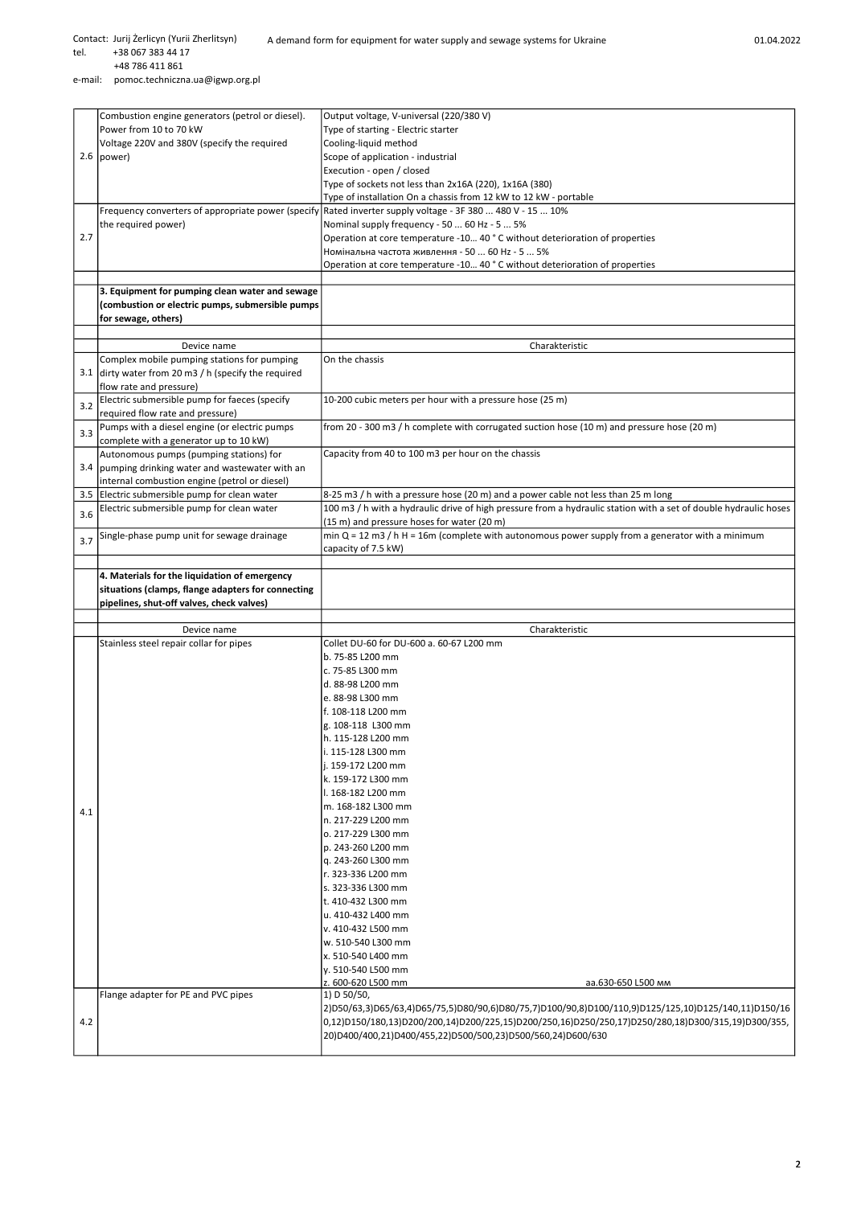Contact: Jurij Żerlicyn (Yurii Zherlitsyn)
tel. +38 067 383 44 17
+48 786 411 861
e-mail: pomoc.techniczna.ua@igwp.org.pl

A demand form for equipment for water supply and sewage systems for Ukraine

01.04.2022

| | | |
|---|---|---|
| 2.6 | Combustion engine generators (petrol or diesel). Power from 10 to 70 kW Voltage 220V and 380V (specify the required power) | Output voltage, V-universal (220/380 V)<br>Type of starting - Electric starter<br>Cooling-liquid method<br>Scope of application - industrial<br>Execution - open / closed<br>Type of sockets not less than 2x16A (220), 1x16A (380)<br>Type of installation On a chassis from 12 kW to 12 kW - portable |
| 2.7 | Frequency converters of appropriate power (specify the required power) | Rated inverter supply voltage - 3F 380 ... 480 V - 15 ... 10%<br>Nominal supply frequency - 50 ... 60 Hz - 5 ... 5%<br>Operation at core temperature -10... 40 ° C without deterioration of properties<br>Номінальна частота живлення - 50 ... 60 Hz - 5 ... 5%<br>Operation at core temperature -10... 40 ° C without deterioration of properties |
| | | |
| | **3. Equipment for pumping clean water and sewage (combustion or electric pumps, submersible pumps for sewage, others)** | |
| | | |
| | Device name | Charakteristic |
| 3.1 | Complex mobile pumping stations for pumping dirty water from 20 m3 / h (specify the required flow rate and pressure) | On the chassis |
| 3.2 | Electric submersible pump for faeces (specify required flow rate and pressure) | 10-200 cubic meters per hour with a pressure hose (25 m) |
| 3.3 | Pumps with a diesel engine (or electric pumps complete with a generator up to 10 kW) | from 20 - 300 m3 / h complete with corrugated suction hose (10 m) and pressure hose (20 m) |
| 3.4 | Autonomous pumps (pumping stations) for pumping drinking water and wastewater with an internal combustion engine (petrol or diesel) | Capacity from 40 to 100 m3 per hour on the chassis |
| 3.5 | Electric submersible pump for clean water | 8-25 m3 / h with a pressure hose (20 m) and a power cable not less than 25 m long |
| 3.6 | Electric submersible pump for clean water | 100 m3 / h with a hydraulic drive of high pressure from a hydraulic station with a set of double hydraulic hoses (15 m) and pressure hoses for water (20 m) |
| 3.7 | Single-phase pump unit for sewage drainage | min Q = 12 m3 / h H = 16m (complete with autonomous power supply from a generator with a minimum capacity of 7.5 kW) |
| | | |
| | **4. Materials for the liquidation of emergency situations (clamps, flange adapters for connecting pipelines, shut-off valves, check valves)** | |
| | | |
| | Device name | Charakteristic |
| 4.1 | Stainless steel repair collar for pipes | Collet DU-60 for DU-600 a. 60-67 L200 mm<br>b. 75-85 L200 mm<br>c. 75-85 L300 mm<br>d. 88-98 L200 mm<br>e. 88-98 L300 mm<br>f. 108-118 L200 mm<br>g. 108-118 L300 mm<br>h. 115-128 L200 mm<br>i. 115-128 L300 mm<br>j. 159-172 L200 mm<br>k. 159-172 L300 mm<br>l. 168-182 L200 mm<br>m. 168-182 L300 mm<br>n. 217-229 L200 mm<br>o. 217-229 L300 mm<br>p. 243-260 L200 mm<br>q. 243-260 L300 mm<br>r. 323-336 L200 mm<br>s. 323-336 L300 mm<br>t. 410-432 L300 mm<br>u. 410-432 L400 mm<br>v. 410-432 L500 mm<br>w. 510-540 L300 mm<br>x. 510-540 L400 mm<br>y. 510-540 L500 mm<br>z. 600-620 L500 mm aa.630-650 L500 мм |
| 4.2 | Flange adapter for PE and PVC pipes | 1) D 50/50,<br>2)D50/63,3)D65/63,4)D65/75,5)D80/90,6)D80/75,7)D100/90,8)D100/110,9)D125/125,10)D125/140,11)D150/160,12)D150/180,13)D200/200,14)D200/225,15)D200/250,16)D250/250,17)D250/280,18)D300/315,19)D300/355,20)D400/400,21)D400/455,22)D500/500,23)D500/560,24)D600/630 |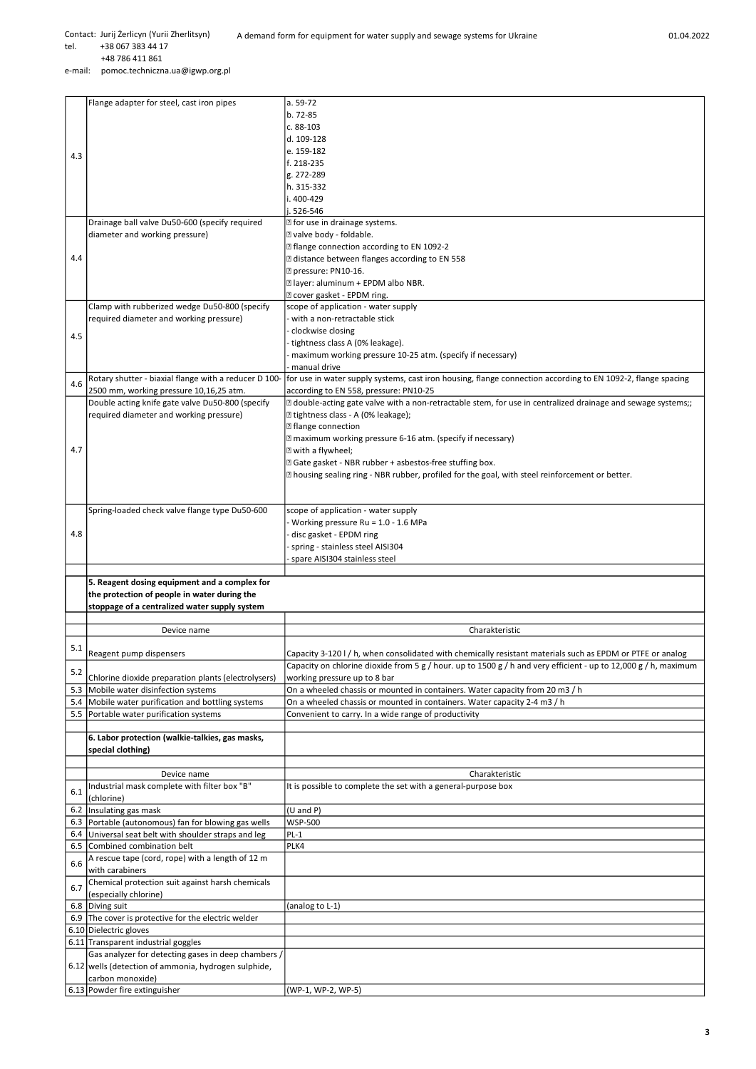Contact: Jurij Żerlicyn (Yurii Zherlitsyn)
tel. +38 067 383 44 17
+48 786 411 861
e-mail: pomoc.techniczna.ua@igwp.org.pl

A demand form for equipment for water supply and sewage systems for Ukraine

01.04.2022

| | | |
|---|---|---|
| 4.3 | Flange adapter for steel, cast iron pipes | a. 59-72<br>b. 72-85<br>c. 88-103<br>d. 109-128<br>e. 159-182<br>f. 218-235<br>g. 272-289<br>h. 315-332<br>i. 400-429<br>j. 526-546 |
| 4.4 | Drainage ball valve Du50-600 (specify required diameter and working pressure) | for use in drainage systems.<br>valve body - foldable.<br>flange connection according to EN 1092-2<br>distance between flanges according to EN 558<br>pressure: PN10-16.<br>layer: aluminum + EPDM albo NBR.<br>cover gasket - EPDM ring. |
| 4.5 | Clamp with rubberized wedge Du50-800 (specify required diameter and working pressure) | scope of application - water supply<br>- with a non-retractable stick<br>- clockwise closing<br>- tightness class A (0% leakage).<br>- maximum working pressure 10-25 atm. (specify if necessary)<br>- manual drive |
| 4.6 | Rotary shutter - biaxial flange with a reducer D 100-2500 mm, working pressure 10,16,25 atm. | for use in water supply systems, cast iron housing, flange connection according to EN 1092-2, flange spacing according to EN 558, pressure: PN10-25 |
| 4.7 | Double acting knife gate valve Du50-800 (specify required diameter and working pressure) | double-acting gate valve with a non-retractable stem, for use in centralized drainage and sewage systems;;<br>tightness class - A (0% leakage);<br>flange connection<br>maximum working pressure 6-16 atm. (specify if necessary)<br>with a flywheel;<br>Gate gasket - NBR rubber + asbestos-free stuffing box.<br>housing sealing ring - NBR rubber, profiled for the goal, with steel reinforcement or better. |
| 4.8 | Spring-loaded check valve flange type Du50-600 | scope of application - water supply<br>- Working pressure Ru = 1.0 - 1.6 MPa<br>- disc gasket - EPDM ring<br>- spring - stainless steel AISI304<br>- spare AISI304 stainless steel |
| | | |
| | **5. Reagent dosing equipment and a complex for the protection of people in water during the stoppage of a centralized water supply system** | |
| | | |
| | Device name | Charakteristic |
| 5.1 | Reagent pump dispensers | Capacity 3-120 l / h, when consolidated with chemically resistant materials such as EPDM or PTFE or analog |
| 5.2 | Chlorine dioxide preparation plants (electrolysers) | Capacity on chlorine dioxide from 5 g / hour. up to 1500 g / h and very efficient - up to 12,000 g / h, maximum working pressure up to 8 bar |
| 5.3 | Mobile water disinfection systems | On a wheeled chassis or mounted in containers. Water capacity from 20 m3 / h |
| 5.4 | Mobile water purification and bottling systems | On a wheeled chassis or mounted in containers. Water capacity 2-4 m3 / h |
| 5.5 | Portable water purification systems | Convenient to carry. In a wide range of productivity |
| | | |
| | **6. Labor protection (walkie-talkies, gas masks, special clothing)** | |
| | | |
| | Device name | Charakteristic |
| 6.1 | Industrial mask complete with filter box "B" (chlorine) | It is possible to complete the set with a general-purpose box |
| 6.2 | Insulating gas mask | (U and P) |
| 6.3 | Portable (autonomous) fan for blowing gas wells | WSP-500 |
| 6.4 | Universal seat belt with shoulder straps and leg | PL-1 |
| 6.5 | Combined combination belt | PLK4 |
| 6.6 | A rescue tape (cord, rope) with a length of 12 m with carabiners | |
| 6.7 | Chemical protection suit against harsh chemicals (especially chlorine) | |
| 6.8 | Diving suit | (analog to L-1) |
| 6.9 | The cover is protective for the electric welder | |
| 6.10 | Dielectric gloves | |
| 6.11 | Transparent industrial goggles | |
| 6.12 | Gas analyzer for detecting gases in deep chambers / wells (detection of ammonia, hydrogen sulphide, carbon monoxide) | |
| 6.13 | Powder fire extinguisher | (WP-1, WP-2, WP-5) |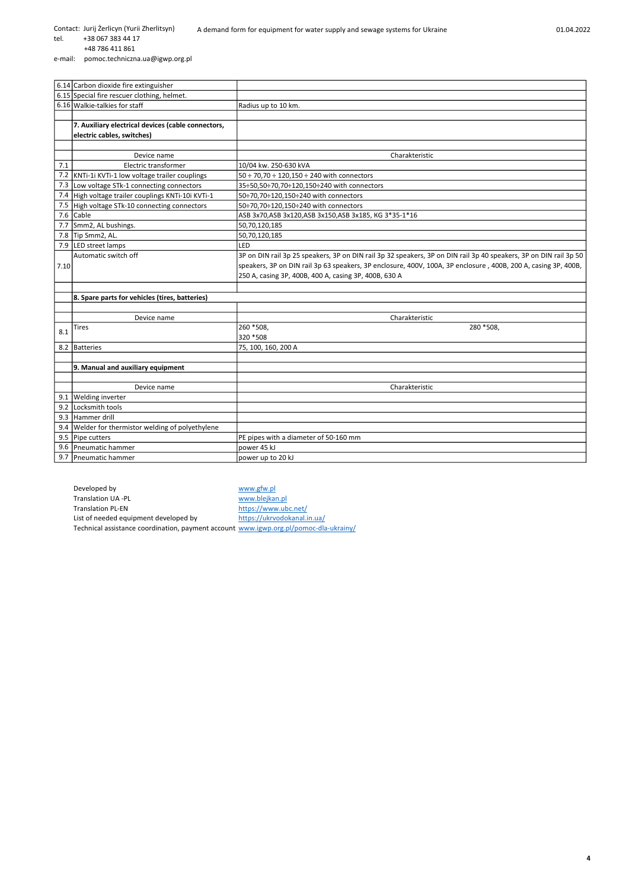Contact: Jurij Żerlicyn (Yurii Zherlitsyn)
tel. +38 067 383 44 17
+48 786 411 861
e-mail: pomoc.techniczna.ua@igwp.org.pl

A demand form for equipment for water supply and sewage systems for Ukraine

01.04.2022

| | | |
|---|---|---|
| 6.14 | Carbon dioxide fire extinguisher | |
| 6.15 | Special fire rescuer clothing, helmet. | |
| 6.16 | Walkie-talkies for staff | Radius up to 10 km. |
| | | |
| | **7. Auxiliary electrical devices (cable connectors, electric cables, switches)** | |
| | | |
| | Device name | Charakteristic |
| 7.1 | Electric transformer | 10/04 kw. 250-630 kVA |
| 7.2 | KNTi-1i KVTi-1 low voltage trailer couplings | 50 ÷ 70,70 ÷ 120,150 ÷ 240 with connectors |
| 7.3 | Low voltage STk-1 connecting connectors | 35÷50,50÷70,70÷120,150÷240 with connectors |
| 7.4 | High voltage trailer couplings KNTi-10i KVTi-1 | 50÷70,70÷120,150÷240 with connectors |
| 7.5 | High voltage STk-10 connecting connectors | 50÷70,70÷120,150÷240 with connectors |
| 7.6 | Cable | ASB 3x70,ASB 3x120,ASB 3x150,ASB 3x185, KG 3*35-1*16 |
| 7.7 | Smm2, AL bushings. | 50,70,120,185 |
| 7.8 | Tip Smm2, AL. | 50,70,120,185 |
| 7.9 | LED street lamps | LED |
| 7.10 | Automatic switch off | 3P on DIN rail 3p 25 speakers, 3P on DIN rail 3p 32 speakers, 3P on DIN rail 3p 40 speakers, 3P on DIN rail 3p 50 speakers, 3P on DIN rail 3p 63 speakers, 3P enclosure, 400V, 100A, 3P enclosure , 400B, 200 A, casing 3P, 400B, 250 A, casing 3P, 400B, 400 A, casing 3P, 400B, 630 A |
| | | |
| | **8. Spare parts for vehicles (tires, batteries)** | |
| | | |
| | Device name | Charakteristic |
| 8.1 | Tires | 260 *508, 280 *508, 320 *508 |
| 8.2 | Batteries | 75, 100, 160, 200 A |
| | | |
| | **9. Manual and auxiliary equipment** | |
| | | |
| | Device name | Charakteristic |
| 9.1 | Welding inverter | |
| 9.2 | Locksmith tools | |
| 9.3 | Hammer drill | |
| 9.4 | Welder for thermistor welding of polyethylene | |
| 9.5 | Pipe cutters | PE pipes with a diameter of 50-160 mm |
| 9.6 | Pneumatic hammer | power 45 kJ |
| 9.7 | Pneumatic hammer | power up to 20 kJ |

| | |
|---|---|
| Developed by | www.gfw.pl |
| Translation UA -PL | www.blejkan.pl |
| Translation PL-EN | https://www.ubc.net/ |
| List of needed equipment developed by | https://ukrvodokanal.in.ua/ |
| Technical assistance coordination, payment account | www.igwp.org.pl/pomoc-dla-ukrainy/ |